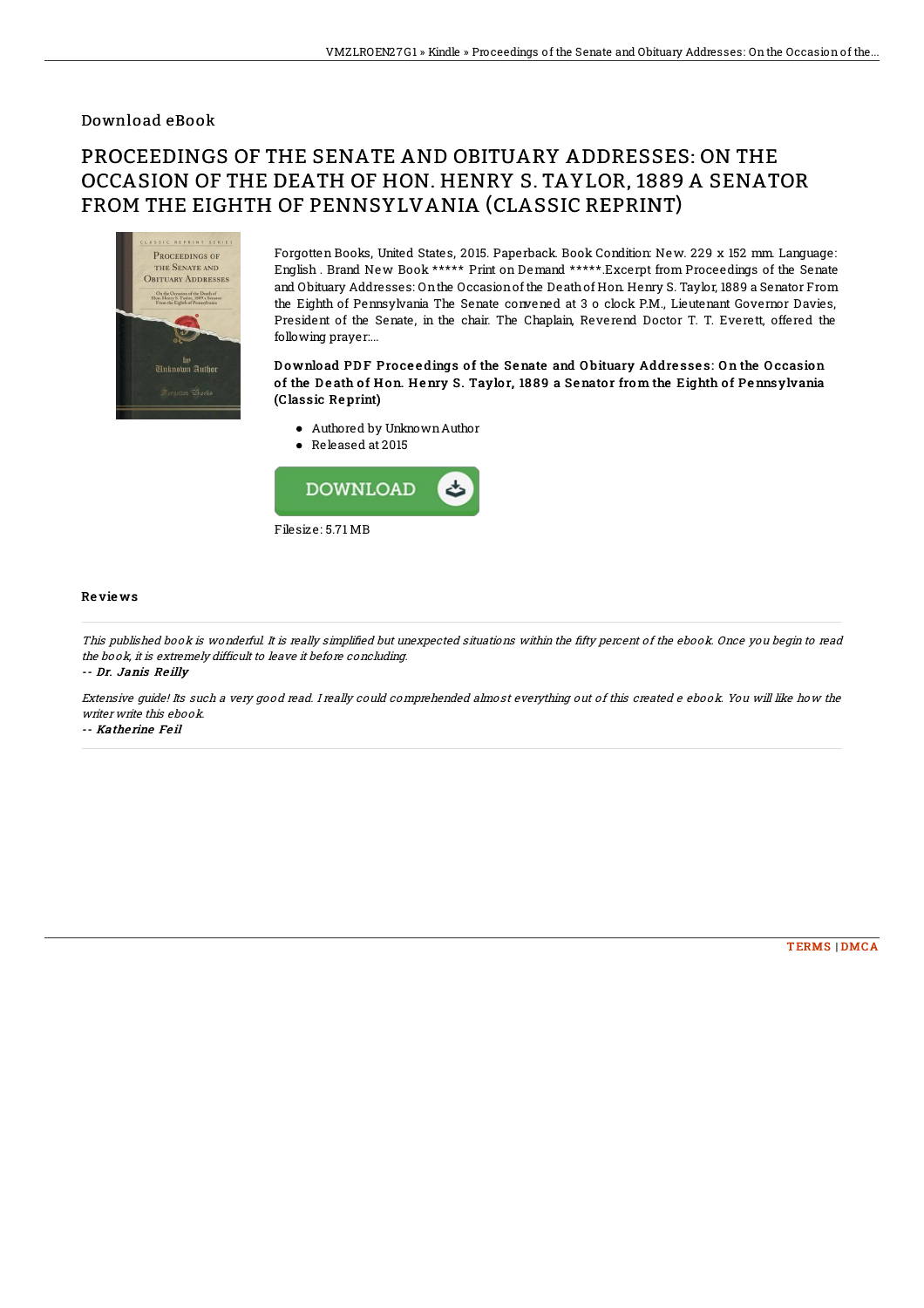Download eBook

# PROCEEDINGS OF THE SENATE AND OBITUARY ADDRESSES: ON THE OCCASION OF THE DEATH OF HON. HENRY S. TAYLOR, 1889 A SENATOR FROM THE EIGHTH OF PENNSYLVANIA (CLASSIC REPRINT)

Forgotten Books, United States, 2015. Paperback. Book Condition: New. 229 x 152 mm. Language: English . Brand New Book ***** Print on Demand *****.Excerpt from Proceedings of the Senate and Obituary Addresses: On the Occasion of the Death of Hon. Henry S. Taylor, 1889 a Senator From the Eighth of Pennsylvania The Senate convened at 3 o clock P.M., Lieutenant Governor Davies, President of the Senate, in the chair. The Chaplain, Reverend Doctor T. T. Everett, offered the following prayer:...

**Download PDF Proceedings of the Senate and Obituary Addresses: On the Occasion of the Death of Hon. Henry S. Taylor, 1889 a Senator from the Eighth of Pennsylvania (Classic Reprint)**

- Authored by Unknown Author
- Released at 2015

Filesize: 5.71 MB

## Reviews

*This published book is wonderful. It is really simplified but unexpected situations within the fifty percent of the ebook. Once you begin to read the book, it is extremely difficult to leave it before concluding.*

-- *Dr. Janis Reilly*

*Extensive guide! Its such a very good read. I really could comprehended almost everything out of this created e ebook. You will like how the writer write this ebook.*

-- *Katherine Feil*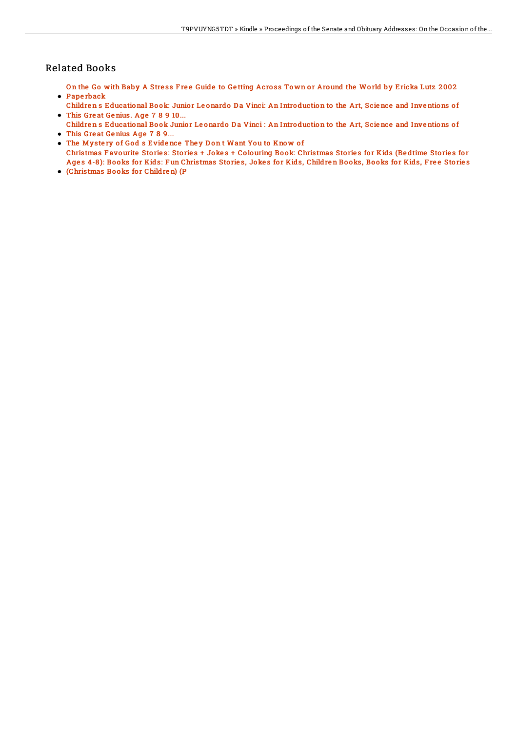## Related Books

- On the Go with Baby A Stress Free Guide to Getting Across Town or Around the World by Ericka Lutz 2002 Paperback
- Children s Educational Book: Junior Leonardo Da Vinci: An Introduction to the Art, Science and Inventions of This Great Genius. Age 7 8 9 10...
- Children s Educational Book Junior Leonardo Da Vinci : An Introduction to the Art, Science and Inventions of This Great Genius Age 7 8 9...
- The Mystery of God s Evidence They Don t Want You to Know of
- Christmas Favourite Stories: Stories + Jokes + Colouring Book: Christmas Stories for Kids (Bedtime Stories for Ages 4-8): Books for Kids: Fun Christmas Stories, Jokes for Kids, Children Books, Books for Kids, Free Stories (Christmas Books for Children) (P